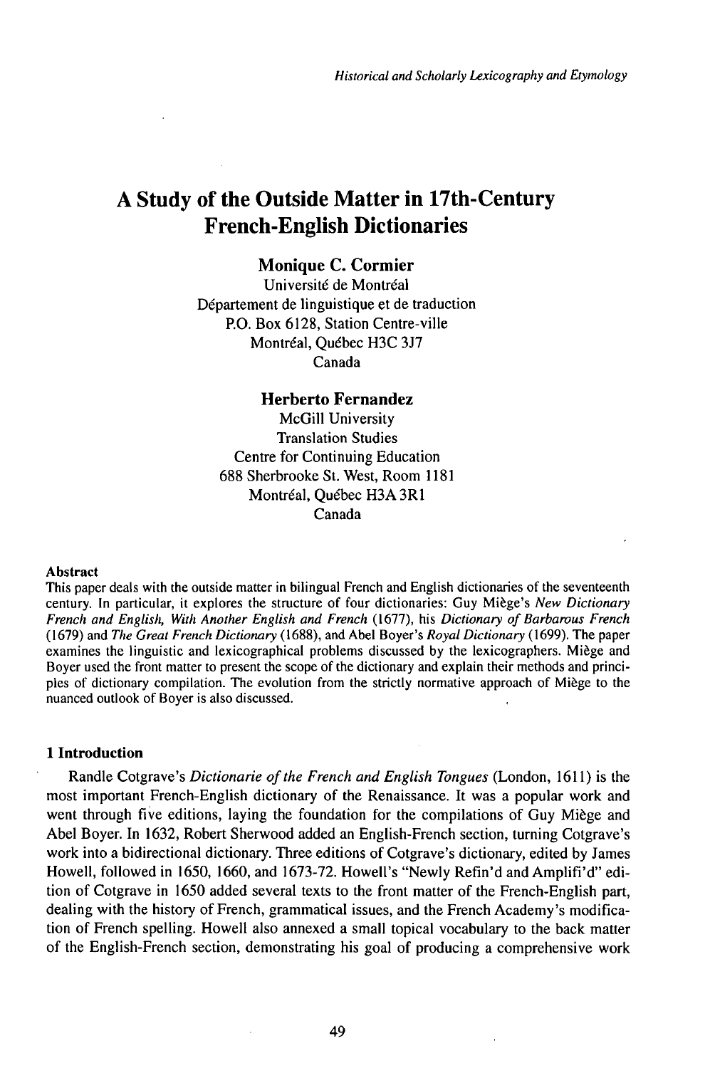# A Study of the Outside Matter in 17th-Century French-English Dictionaries

**Monique C. Cormier**
Université de Montréal
Département de linguistique et de traduction
P.O. Box 6128, Station Centre-ville
Montréal, Québec H3C 3J7
Canada

**Herberto Fernandez**
McGill University
Translation Studies
Centre for Continuing Education
688 Sherbrooke St. West, Room 1181
Montréal, Québec H3A 3R1
Canada

**Abstract**

This paper deals with the outside matter in bilingual French and English dictionaries of the seventeenth century. In particular, it explores the structure of four dictionaries: Guy Miège's *New Dictionary French and English, With Another English and French* (1677), his *Dictionary of Barbarous French* (1679) and *The Great French Dictionary* (1688), and Abel Boyer's *Royal Dictionary* (1699). The paper examines the linguistic and lexicographical problems discussed by the lexicographers. Miège and Boyer used the front matter to present the scope of the dictionary and explain their methods and principles of dictionary compilation. The evolution from the strictly normative approach of Miège to the nuanced outlook of Boyer is also discussed.

## 1 Introduction

Randle Cotgrave's *Dictionarie of the French and English Tongues* (London, 1611) is the most important French-English dictionary of the Renaissance. It was a popular work and went through five editions, laying the foundation for the compilations of Guy Miège and Abel Boyer. In 1632, Robert Sherwood added an English-French section, turning Cotgrave's work into a bidirectional dictionary. Three editions of Cotgrave's dictionary, edited by James Howell, followed in 1650, 1660, and 1673-72. Howell's "Newly Refin'd and Amplifi'd" edition of Cotgrave in 1650 added several texts to the front matter of the French-English part, dealing with the history of French, grammatical issues, and the French Academy's modification of French spelling. Howell also annexed a small topical vocabulary to the back matter of the English-French section, demonstrating his goal of producing a comprehensive work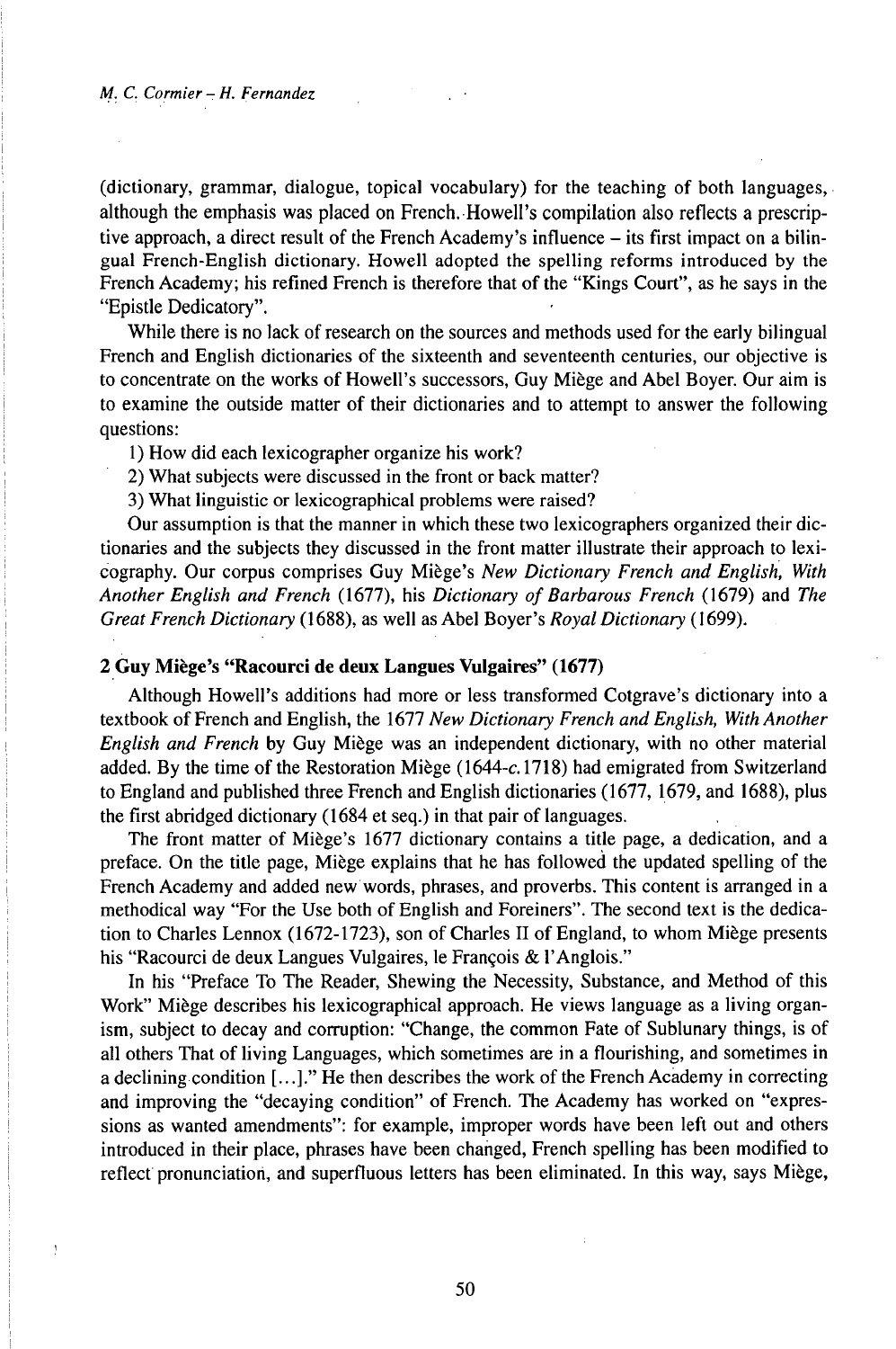(dictionary, grammar, dialogue, topical vocabulary) for the teaching of both languages, although the emphasis was placed on French. Howell's compilation also reflects a prescriptive approach, a direct result of the French Academy's influence – its first impact on a bilingual French-English dictionary. Howell adopted the spelling reforms introduced by the French Academy; his refined French is therefore that of the "Kings Court", as he says in the "Epistle Dedicatory".

While there is no lack of research on the sources and methods used for the early bilingual French and English dictionaries of the sixteenth and seventeenth centuries, our objective is to concentrate on the works of Howell's successors, Guy Miège and Abel Boyer. Our aim is to examine the outside matter of their dictionaries and to attempt to answer the following questions:

1) How did each lexicographer organize his work?

2) What subjects were discussed in the front or back matter?

3) What linguistic or lexicographical problems were raised?

Our assumption is that the manner in which these two lexicographers organized their dictionaries and the subjects they discussed in the front matter illustrate their approach to lexicography. Our corpus comprises Guy Miège's *New Dictionary French and English, With Another English and French* (1677), his *Dictionary of Barbarous French* (1679) and *The Great French Dictionary* (1688), as well as Abel Boyer's *Royal Dictionary* (1699).

## 2 Guy Miège's "Racourci de deux Langues Vulgaires" (1677)

Although Howell's additions had more or less transformed Cotgrave's dictionary into a textbook of French and English, the 1677 *New Dictionary French and English, With Another English and French* by Guy Miège was an independent dictionary, with no other material added. By the time of the Restoration Miège (1644-*c.*1718) had emigrated from Switzerland to England and published three French and English dictionaries (1677, 1679, and 1688), plus the first abridged dictionary (1684 et seq.) in that pair of languages.

The front matter of Miège's 1677 dictionary contains a title page, a dedication, and a preface. On the title page, Miège explains that he has followed the updated spelling of the French Academy and added new words, phrases, and proverbs. This content is arranged in a methodical way "For the Use both of English and Foreiners". The second text is the dedication to Charles Lennox (1672-1723), son of Charles II of England, to whom Miège presents his "Racourci de deux Langues Vulgaires, le François & l'Anglois."

In his "Preface To The Reader, Shewing the Necessity, Substance, and Method of this Work" Miège describes his lexicographical approach. He views language as a living organism, subject to decay and corruption: "Change, the common Fate of Sublunary things, is of all others That of living Languages, which sometimes are in a flourishing, and sometimes in a declining condition [...]." He then describes the work of the French Academy in correcting and improving the "decaying condition" of French. The Academy has worked on "expressions as wanted amendments": for example, improper words have been left out and others introduced in their place, phrases have been changed, French spelling has been modified to reflect pronunciation, and superfluous letters has been eliminated. In this way, says Miège,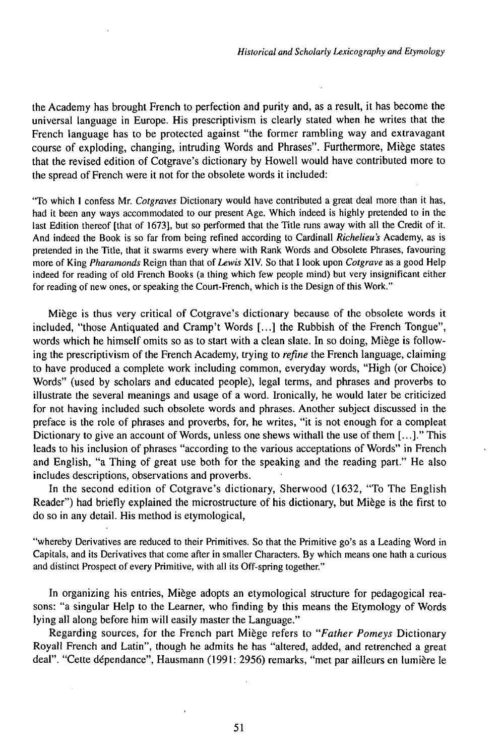the Academy has brought French to perfection and purity and, as a result, it has become the universal language in Europe. His prescriptivism is clearly stated when he writes that the French language has to be protected against "the former rambling way and extravagant course of exploding, changing, intruding Words and Phrases". Furthermore, Miège states that the revised edition of Cotgrave's dictionary by Howell would have contributed more to the spread of French were it not for the obsolete words it included:

> "To which I confess Mr. *Cotgraves* Dictionary would have contributed a great deal more than it has, had it been any ways accommodated to our present Age. Which indeed is highly pretended to in the last Edition thereof [that of 1673], but so performed that the Title runs away with all the Credit of it. And indeed the Book is so far from being refined according to Cardinall *Richelieu's* Academy, as is pretended in the Title, that it swarms every where with Rank Words and Obsolete Phrases, favouring more of King *Pharamonds* Reign than that of *Lewis* XIV. So that I look upon *Cotgrave* as a good Help indeed for reading of old French Books (a thing which few people mind) but very insignificant either for reading of new ones, or speaking the Court-French, which is the Design of this Work."

Miège is thus very critical of Cotgrave's dictionary because of the obsolete words it included, "those Antiquated and Cramp't Words [...] the Rubbish of the French Tongue", words which he himself omits so as to start with a clean slate. In so doing, Miège is following the prescriptivism of the French Academy, trying to *refine* the French language, claiming to have produced a complete work including common, everyday words, "High (or Choice) Words" (used by scholars and educated people), legal terms, and phrases and proverbs to illustrate the several meanings and usage of a word. Ironically, he would later be criticized for not having included such obsolete words and phrases. Another subject discussed in the preface is the role of phrases and proverbs, for, he writes, "it is not enough for a compleat Dictionary to give an account of Words, unless one shews withall the use of them [...]." This leads to his inclusion of phrases "according to the various acceptations of Words" in French and English, "a Thing of great use both for the speaking and the reading part." He also includes descriptions, observations and proverbs.

In the second edition of Cotgrave's dictionary, Sherwood (1632, "To The English Reader") had briefly explained the microstructure of his dictionary, but Miège is the first to do so in any detail. His method is etymological,

> "whereby Derivatives are reduced to their Primitives. So that the Primitive go's as a Leading Word in Capitals, and its Derivatives that come after in smaller Characters. By which means one hath a curious and distinct Prospect of every Primitive, with all its Off-spring together."

In organizing his entries, Miège adopts an etymological structure for pedagogical reasons: "a singular Help to the Learner, who finding by this means the Etymology of Words lying all along before him will easily master the Language."

Regarding sources, for the French part Miège refers to "*Father Pomeys* Dictionary Royall French and Latin", though he admits he has "altered, added, and retrenched a great deal". "Cette dépendance", Hausmann (1991: 2956) remarks, "met par ailleurs en lumière le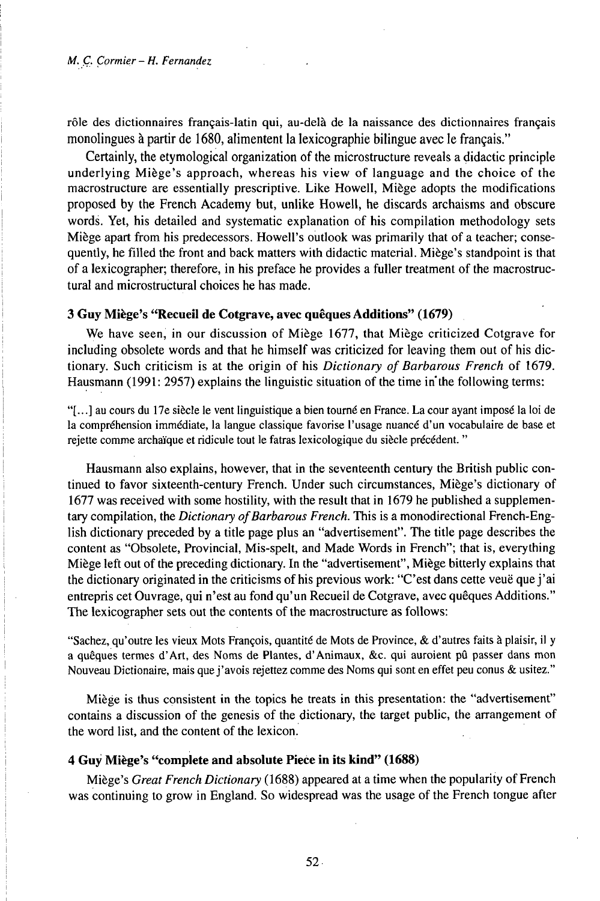rôle des dictionnaires français-latin qui, au-delà de la naissance des dictionnaires français monolingues à partir de 1680, alimentent la lexicographie bilingue avec le français."

Certainly, the etymological organization of the microstructure reveals a didactic principle underlying Miège's approach, whereas his view of language and the choice of the macrostructure are essentially prescriptive. Like Howell, Miège adopts the modifications proposed by the French Academy but, unlike Howell, he discards archaisms and obscure words. Yet, his detailed and systematic explanation of his compilation methodology sets Miège apart from his predecessors. Howell's outlook was primarily that of a teacher; consequently, he filled the front and back matters with didactic material. Miège's standpoint is that of a lexicographer; therefore, in his preface he provides a fuller treatment of the macrostructural and microstructural choices he has made.

### 3 Guy Miège's "Recueil de Cotgrave, avec quêques Additions" (1679)

We have seen, in our discussion of Miège 1677, that Miège criticized Cotgrave for including obsolete words and that he himself was criticized for leaving them out of his dictionary. Such criticism is at the origin of his *Dictionary of Barbarous French* of 1679. Hausmann (1991: 2957) explains the linguistic situation of the time in the following terms:

> "[...] au cours du 17e siècle le vent linguistique a bien tourné en France. La cour ayant imposé la loi de la compréhension immédiate, la langue classique favorise l'usage nuancé d'un vocabulaire de base et rejette comme archaïque et ridicule tout le fatras lexicologique du siècle précédent. "

Hausmann also explains, however, that in the seventeenth century the British public continued to favor sixteenth-century French. Under such circumstances, Miège's dictionary of 1677 was received with some hostility, with the result that in 1679 he published a supplementary compilation, the *Dictionary of Barbarous French*. This is a monodirectional French-English dictionary preceded by a title page plus an "advertisement". The title page describes the content as "Obsolete, Provincial, Mis-spelt, and Made Words in French"; that is, everything Miège left out of the preceding dictionary. In the "advertisement", Miège bitterly explains that the dictionary originated in the criticisms of his previous work: "C'est dans cette veuë que j'ai entrepris cet Ouvrage, qui n'est au fond qu'un Recueil de Cotgrave, avec quêques Additions." The lexicographer sets out the contents of the macrostructure as follows:

> "Sachez, qu'outre les vieux Mots François, quantité de Mots de Province, & d'autres faits à plaisir, il y a quêques termes d'Art, des Noms de Plantes, d'Animaux, &c. qui auroient pû passer dans mon Nouveau Dictionaire, mais que j'avois rejettez comme des Noms qui sont en effet peu conus & usitez."

Miège is thus consistent in the topics he treats in this presentation: the "advertisement" contains a discussion of the genesis of the dictionary, the target public, the arrangement of the word list, and the content of the lexicon.

### 4 Guy Miège's "complete and absolute Piece in its kind" (1688)

Miège's *Great French Dictionary* (1688) appeared at a time when the popularity of French was continuing to grow in England. So widespread was the usage of the French tongue after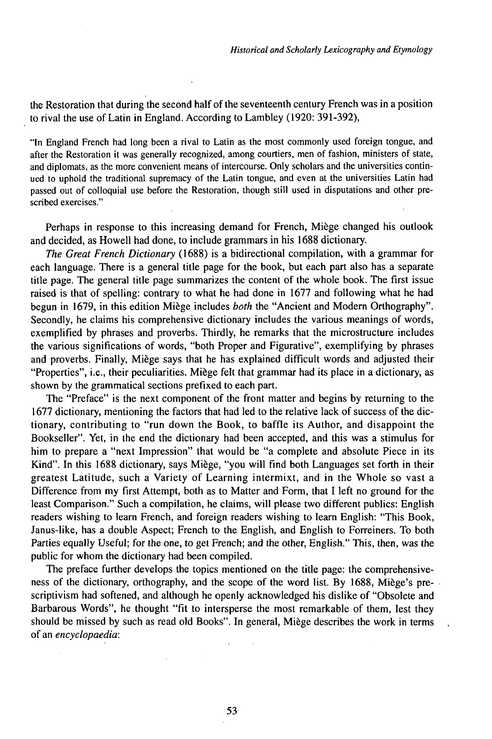the Restoration that during the second half of the seventeenth century French was in a position to rival the use of Latin in England. According to Lambley (1920: 391-392),

> "In England French had long been a rival to Latin as the most commonly used foreign tongue, and after the Restoration it was generally recognized, among courtiers, men of fashion, ministers of state, and diplomats, as the more convenient means of intercourse. Only scholars and the universities continued to uphold the traditional supremacy of the Latin tongue, and even at the universities Latin had passed out of colloquial use before the Restoration, though still used in disputations and other prescribed exercises."

Perhaps in response to this increasing demand for French, Miège changed his outlook and decided, as Howell had done, to include grammars in his 1688 dictionary.

*The Great French Dictionary* (1688) is a bidirectional compilation, with a grammar for each language. There is a general title page for the book, but each part also has a separate title page. The general title page summarizes the content of the whole book. The first issue raised is that of spelling: contrary to what he had done in 1677 and following what he had begun in 1679, in this edition Miège includes *both* the "Ancient and Modern Orthography". Secondly, he claims his comprehensive dictionary includes the various meanings of words, exemplified by phrases and proverbs. Thirdly, he remarks that the microstructure includes the various significations of words, "both Proper and Figurative", exemplifying by phrases and proverbs. Finally, Miège says that he has explained difficult words and adjusted their "Properties", i.e., their peculiarities. Miège felt that grammar had its place in a dictionary, as shown by the grammatical sections prefixed to each part.

The "Preface" is the next component of the front matter and begins by returning to the 1677 dictionary, mentioning the factors that had led to the relative lack of success of the dictionary, contributing to "run down the Book, to baffle its Author, and disappoint the Bookseller". Yet, in the end the dictionary had been accepted, and this was a stimulus for him to prepare a "next Impression" that would be "a complete and absolute Piece in its Kind". In this 1688 dictionary, says Miège, "you will find both Languages set forth in their greatest Latitude, such a Variety of Learning intermixt, and in the Whole so vast a Difference from my first Attempt, both as to Matter and Form, that I left no ground for the least Comparison." Such a compilation, he claims, will please two different publics: English readers wishing to learn French, and foreign readers wishing to learn English: "This Book, Janus-like, has a double Aspect; French to the English, and English to Forreiners. To both Parties equally Useful; for the one, to get French; and the other, English." This, then, was the public for whom the dictionary had been compiled.

The preface further develops the topics mentioned on the title page: the comprehensiveness of the dictionary, orthography, and the scope of the word list. By 1688, Miège's prescriptivism had softened, and although he openly acknowledged his dislike of "Obsolete and Barbarous Words", he thought "fit to intersperse the most remarkable of them, lest they should be missed by such as read old Books". In general, Miège describes the work in terms of an *encyclopaedia*: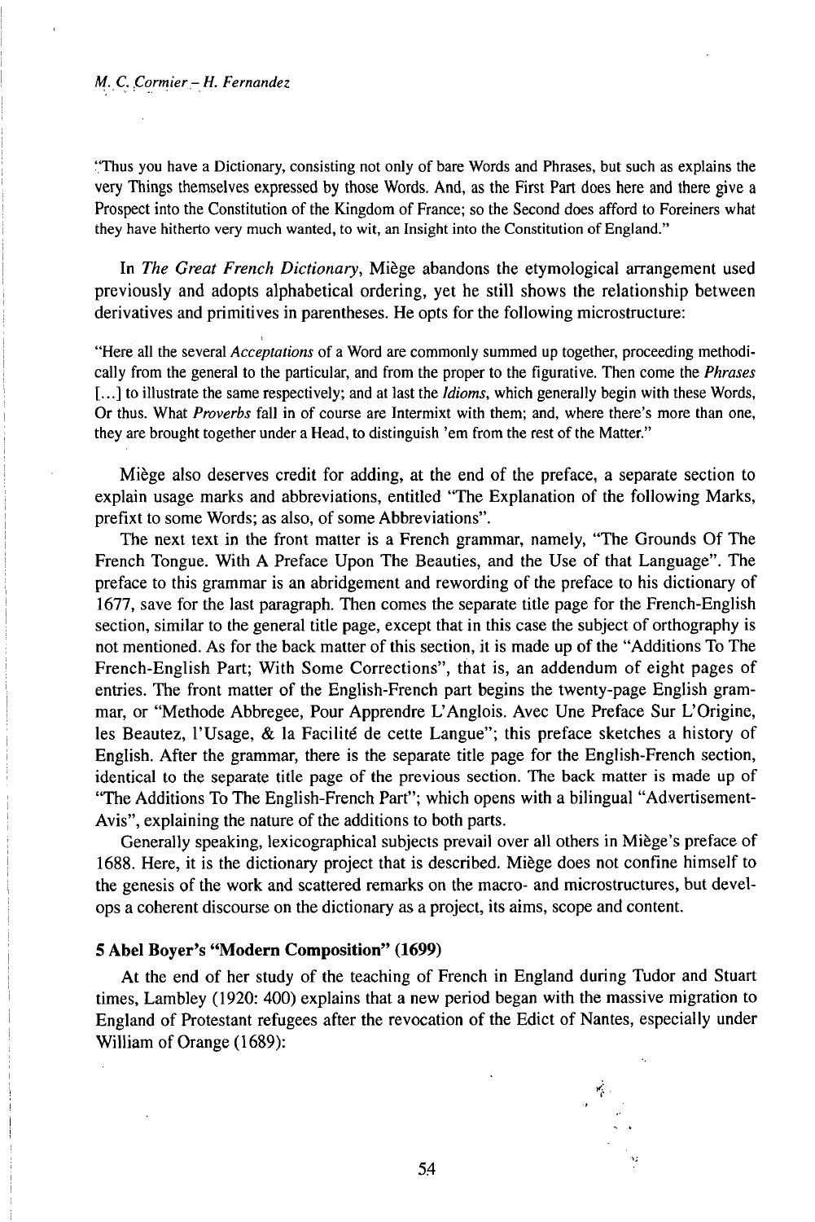"Thus you have a Dictionary, consisting not only of bare Words and Phrases, but such as explains the very Things themselves expressed by those Words. And, as the First Part does here and there give a Prospect into the Constitution of the Kingdom of France; so the Second does afford to Foreiners what they have hitherto very much wanted, to wit, an Insight into the Constitution of England."

In *The Great French Dictionary*, Miège abandons the etymological arrangement used previously and adopts alphabetical ordering, yet he still shows the relationship between derivatives and primitives in parentheses. He opts for the following microstructure:

"Here all the several *Acceptations* of a Word are commonly summed up together, proceeding methodically from the general to the particular, and from the proper to the figurative. Then come the *Phrases* [...] to illustrate the same respectively; and at last the *Idioms*, which generally begin with these Words, Or thus. What *Proverbs* fall in of course are Intermixt with them; and, where there's more than one, they are brought together under a Head, to distinguish 'em from the rest of the Matter."

Miège also deserves credit for adding, at the end of the preface, a separate section to explain usage marks and abbreviations, entitled "The Explanation of the following Marks, prefixt to some Words; as also, of some Abbreviations".

The next text in the front matter is a French grammar, namely, "The Grounds Of The French Tongue. With A Preface Upon The Beauties, and the Use of that Language". The preface to this grammar is an abridgement and rewording of the preface to his dictionary of 1677, save for the last paragraph. Then comes the separate title page for the French-English section, similar to the general title page, except that in this case the subject of orthography is not mentioned. As for the back matter of this section, it is made up of the "Additions To The French-English Part; With Some Corrections", that is, an addendum of eight pages of entries. The front matter of the English-French part begins the twenty-page English grammar, or "Methode Abbregee, Pour Apprendre L'Anglois. Avec Une Preface Sur L'Origine, les Beautez, l'Usage, & la Facilité de cette Langue"; this preface sketches a history of English. After the grammar, there is the separate title page for the English-French section, identical to the separate title page of the previous section. The back matter is made up of "The Additions To The English-French Part"; which opens with a bilingual "Advertisement-Avis", explaining the nature of the additions to both parts.

Generally speaking, lexicographical subjects prevail over all others in Miège's preface of 1688. Here, it is the dictionary project that is described. Miège does not confine himself to the genesis of the work and scattered remarks on the macro- and microstructures, but develops a coherent discourse on the dictionary as a project, its aims, scope and content.

## 5 Abel Boyer's "Modern Composition" (1699)

At the end of her study of the teaching of French in England during Tudor and Stuart times, Lambley (1920: 400) explains that a new period began with the massive migration to England of Protestant refugees after the revocation of the Edict of Nantes, especially under William of Orange (1689):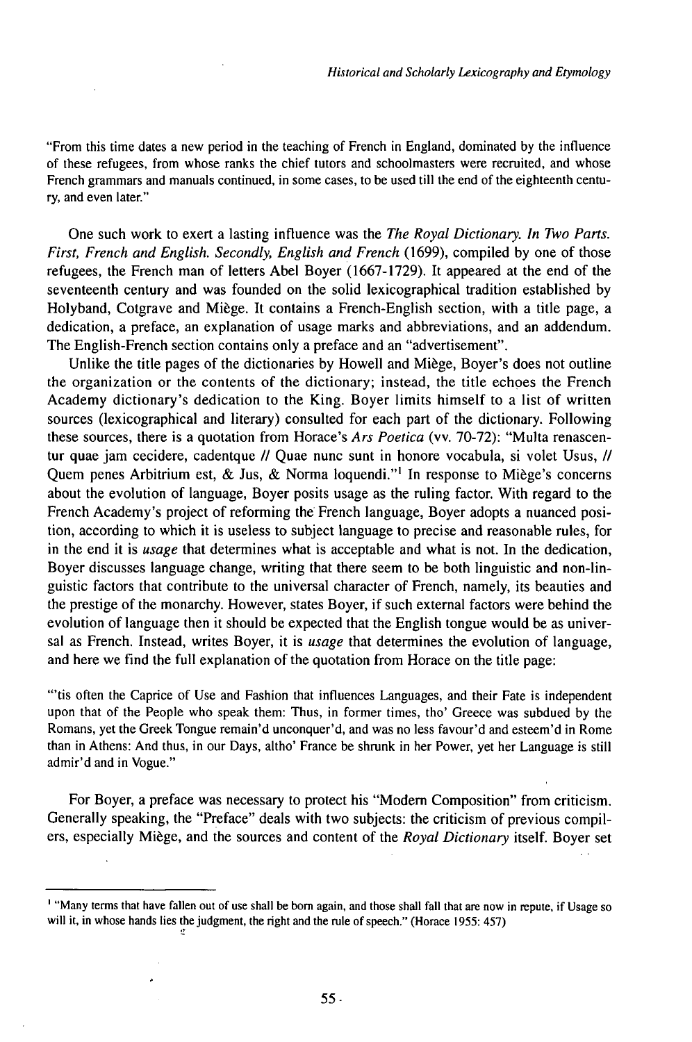"From this time dates a new period in the teaching of French in England, dominated by the influence of these refugees, from whose ranks the chief tutors and schoolmasters were recruited, and whose French grammars and manuals continued, in some cases, to be used till the end of the eighteenth century, and even later."

One such work to exert a lasting influence was the *The Royal Dictionary. In Two Parts. First, French and English. Secondly, English and French* (1699), compiled by one of those refugees, the French man of letters Abel Boyer (1667-1729). It appeared at the end of the seventeenth century and was founded on the solid lexicographical tradition established by Holyband, Cotgrave and Miège. It contains a French-English section, with a title page, a dedication, a preface, an explanation of usage marks and abbreviations, and an addendum. The English-French section contains only a preface and an "advertisement".

Unlike the title pages of the dictionaries by Howell and Miège, Boyer's does not outline the organization or the contents of the dictionary; instead, the title echoes the French Academy dictionary's dedication to the King. Boyer limits himself to a list of written sources (lexicographical and literary) consulted for each part of the dictionary. Following these sources, there is a quotation from Horace's *Ars Poetica* (vv. 70-72): "Multa renascentur quae jam cecidere, cadentque // Quae nunc sunt in honore vocabula, si volet Usus, // Quem penes Arbitrium est, & Jus, & Norma loquendi."[1] In response to Miège's concerns about the evolution of language, Boyer posits usage as the ruling factor. With regard to the French Academy's project of reforming the French language, Boyer adopts a nuanced position, according to which it is useless to subject language to precise and reasonable rules, for in the end it is *usage* that determines what is acceptable and what is not. In the dedication, Boyer discusses language change, writing that there seem to be both linguistic and non-linguistic factors that contribute to the universal character of French, namely, its beauties and the prestige of the monarchy. However, states Boyer, if such external factors were behind the evolution of language then it should be expected that the English tongue would be as universal as French. Instead, writes Boyer, it is *usage* that determines the evolution of language, and here we find the full explanation of the quotation from Horace on the title page:

"'tis often the Caprice of Use and Fashion that influences Languages, and their Fate is independent upon that of the People who speak them: Thus, in former times, tho' Greece was subdued by the Romans, yet the Greek Tongue remain'd unconquer'd, and was no less favour'd and esteem'd in Rome than in Athens: And thus, in our Days, altho' France be shrunk in her Power, yet her Language is still admir'd and in Vogue."

For Boyer, a preface was necessary to protect his "Modern Composition" from criticism. Generally speaking, the "Preface" deals with two subjects: the criticism of previous compilers, especially Miège, and the sources and content of the *Royal Dictionary* itself. Boyer set

---

[1] "Many terms that have fallen out of use shall be born again, and those shall fall that are now in repute, if Usage so will it, in whose hands lies the judgment, the right and the rule of speech." (Horace 1955: 457)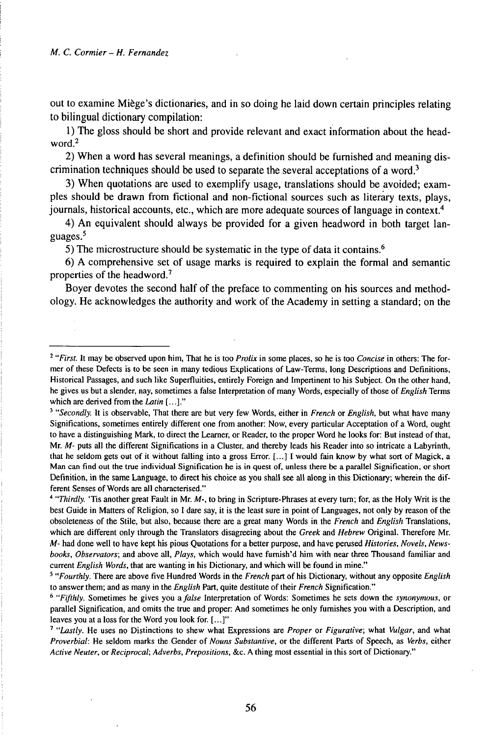out to examine Miège's dictionaries, and in so doing he laid down certain principles relating to bilingual dictionary compilation:

1) The gloss should be short and provide relevant and exact information about the headword.[2]

2) When a word has several meanings, a definition should be furnished and meaning discrimination techniques should be used to separate the several acceptations of a word.[3]

3) When quotations are used to exemplify usage, translations should be avoided; examples should be drawn from fictional and non-fictional sources such as literary texts, plays, journals, historical accounts, etc., which are more adequate sources of language in context.[4]

4) An equivalent should always be provided for a given headword in both target languages.[5]

5) The microstructure should be systematic in the type of data it contains.[6]

6) A comprehensive set of usage marks is required to explain the formal and semantic properties of the headword.[7]

Boyer devotes the second half of the preface to commenting on his sources and methodology. He acknowledges the authority and work of the Academy in setting a standard; on the

---

[2] "*First.* It may be observed upon him, That he is too *Prolix* in some places, so he is too *Concise* in others: The former of these Defects is to be seen in many tedious Explications of Law-Terms, long Descriptions and Definitions, Historical Passages, and such like Superfluities, entirely Foreign and Impertinent to his Subject. On the other hand, he gives us but a slender, nay, sometimes a false Interpretation of many Words, especially of those of *English* Terms which are derived from the *Latin* [...]."

[3] "*Secondly.* It is observable, That there are but very few Words, either in *French* or *English*, but what have many Significations, sometimes entirely different one from another: Now, every particular Acceptation of a Word, ought to have a distinguishing Mark, to direct the Learner, or Reader, to the proper Word he looks for: But instead of that, Mr. *M-* puts all the different Significations in a Cluster, and thereby leads his Reader into so intricate a Labyrinth, that he seldom gets out of it without falling into a gross Error. [...] I would fain know by what sort of Magick, a Man can find out the true individual Signification he is in quest of, unless there be a parallel Signification, or short Definition, in the same Language, to direct his choice as you shall see all along in this Dictionary; wherein the different Senses of Words are all characterised."

[4] "*Thirdly.* 'Tis another great Fault in Mr. *M-*, to bring in Scripture-Phrases at every turn; for, as the Holy Writ is the best Guide in Matters of Religion, so I dare say, it is the least sure in point of Languages, not only by reason of the obsoleteness of the Stile, but also, because there are a great many Words in the *French* and *English* Translations, which are different only through the Translators disagreeing about the *Greek* and *Hebrew* Original. Therefore Mr. *M-* had done well to have kept his pious Quotations for a better purpose, and have perused *Histories, Novels, Newsbooks, Observators*; and above all, *Plays*, which would have furnish'd him with near three Thousand familiar and current *English Words*, that are wanting in his Dictionary, and which will be found in mine."

[5] "*Fourthly.* There are above five Hundred Words in the *French* part of his Dictionary, without any opposite *English* to answer them; and as many in the *English* Part, quite destitute of their *French* Signification."

[6] "*Fifthly.* Sometimes he gives you a *false* Interpretation of Words: Sometimes he sets down the *synonymous*, or parallel Signification, and omits the true and proper: And sometimes he only furnishes you with a Description, and leaves you at a loss for the Word you look for. [...]"

[7] "*Lastly.* He uses no Distinctions to shew what Expressions are *Proper* or *Figurative*; what *Vulgar*, and what *Proverbial*: He seldom marks the Gender of *Nouns Substantive*, or the different Parts of Speech, as *Verbs*, either *Active Neuter*, or *Reciprocal*; *Adverbs, Prepositions*, &c. A thing most essential in this sort of Dictionary."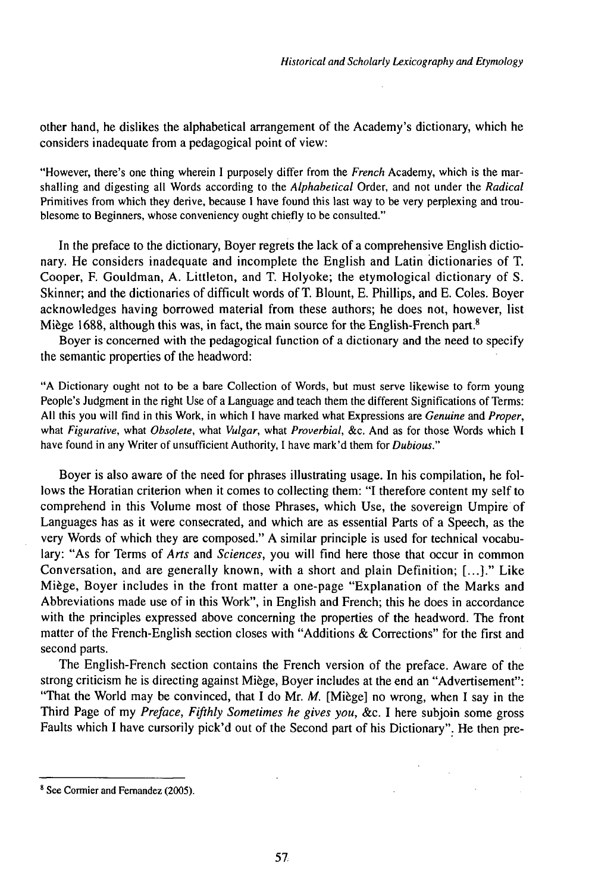other hand, he dislikes the alphabetical arrangement of the Academy's dictionary, which he considers inadequate from a pedagogical point of view:

> "However, there's one thing wherein I purposely differ from the *French* Academy, which is the marshalling and digesting all Words according to the *Alphabetical* Order, and not under the *Radical* Primitives from which they derive, because I have found this last way to be very perplexing and troublesome to Beginners, whose conveniency ought chiefly to be consulted."

In the preface to the dictionary, Boyer regrets the lack of a comprehensive English dictionary. He considers inadequate and incomplete the English and Latin dictionaries of T. Cooper, F. Gouldman, A. Littleton, and T. Holyoke; the etymological dictionary of S. Skinner; and the dictionaries of difficult words of T. Blount, E. Phillips, and E. Coles. Boyer acknowledges having borrowed material from these authors; he does not, however, list Miège 1688, although this was, in fact, the main source for the English-French part.[8]

Boyer is concerned with the pedagogical function of a dictionary and the need to specify the semantic properties of the headword:

> "A Dictionary ought not to be a bare Collection of Words, but must serve likewise to form young People's Judgment in the right Use of a Language and teach them the different Significations of Terms: All this you will find in this Work, in which I have marked what Expressions are *Genuine* and *Proper*, what *Figurative*, what *Obsolete*, what *Vulgar*, what *Proverbial*, &c. And as for those Words which I have found in any Writer of unsufficient Authority, I have mark'd them for *Dubious*."

Boyer is also aware of the need for phrases illustrating usage. In his compilation, he follows the Horatian criterion when it comes to collecting them: "I therefore content my self to comprehend in this Volume most of those Phrases, which Use, the sovereign Umpire of Languages has as it were consecrated, and which are as essential Parts of a Speech, as the very Words of which they are composed." A similar principle is used for technical vocabulary: "As for Terms of *Arts* and *Sciences*, you will find here those that occur in common Conversation, and are generally known, with a short and plain Definition; [...]." Like Miège, Boyer includes in the front matter a one-page "Explanation of the Marks and Abbreviations made use of in this Work", in English and French; this he does in accordance with the principles expressed above concerning the properties of the headword. The front matter of the French-English section closes with "Additions & Corrections" for the first and second parts.

The English-French section contains the French version of the preface. Aware of the strong criticism he is directing against Miège, Boyer includes at the end an "Advertisement": "That the World may be convinced, that I do Mr. *M.* [Miège] no wrong, when I say in the Third Page of my *Preface, Fifthly Sometimes he gives you*, &c. I here subjoin some gross Faults which I have cursorily pick'd out of the Second part of his Dictionary". He then pre-

---

[8] See Cormier and Fernandez (2005).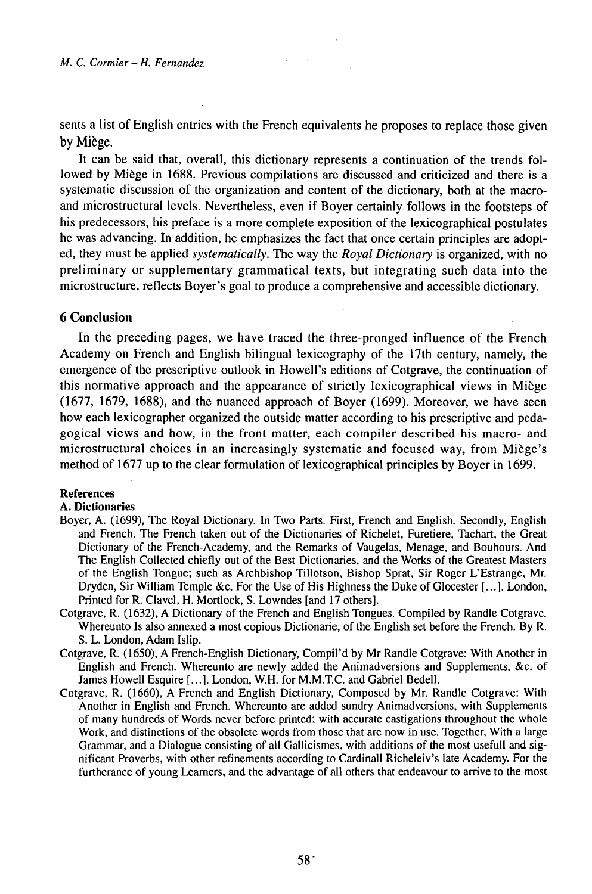sents a list of English entries with the French equivalents he proposes to replace those given by Miège.

It can be said that, overall, this dictionary represents a continuation of the trends followed by Miège in 1688. Previous compilations are discussed and criticized and there is a systematic discussion of the organization and content of the dictionary, both at the macro- and microstructural levels. Nevertheless, even if Boyer certainly follows in the footsteps of his predecessors, his preface is a more complete exposition of the lexicographical postulates he was advancing. In addition, he emphasizes the fact that once certain principles are adopted, they must be applied *systematically*. The way the *Royal Dictionary* is organized, with no preliminary or supplementary grammatical texts, but integrating such data into the microstructure, reflects Boyer's goal to produce a comprehensive and accessible dictionary.

## 6 Conclusion

In the preceding pages, we have traced the three-pronged influence of the French Academy on French and English bilingual lexicography of the 17th century, namely, the emergence of the prescriptive outlook in Howell's editions of Cotgrave, the continuation of this normative approach and the appearance of strictly lexicographical views in Miège (1677, 1679, 1688), and the nuanced approach of Boyer (1699). Moreover, we have seen how each lexicographer organized the outside matter according to his prescriptive and pedagogical views and how, in the front matter, each compiler described his macro- and microstructural choices in an increasingly systematic and focused way, from Miège's method of 1677 up to the clear formulation of lexicographical principles by Boyer in 1699.

### References

**A. Dictionaries**

Boyer, A. (1699), The Royal Dictionary. In Two Parts. First, French and English. Secondly, English and French. The French taken out of the Dictionaries of Richelet, Furetiere, Tachart, the Great Dictionary of the French-Academy, and the Remarks of Vaugelas, Menage, and Bouhours. And The English Collected chiefly out of the Best Dictionaries, and the Works of the Greatest Masters of the English Tongue; such as Archbishop Tillotson, Bishop Sprat, Sir Roger L'Estrange, Mr. Dryden, Sir William Temple &c. For the Use of His Highness the Duke of Glocester [...]. London, Printed for R. Clavel, H. Mortlock, S. Lowndes [and 17 others].

Cotgrave, R. (1632), A Dictionary of the French and English Tongues. Compiled by Randle Cotgrave. Whereunto Is also annexed a most copious Dictionarie, of the English set before the French. By R. S. L. London, Adam Islip.

Cotgrave, R. (1650), A French-English Dictionary, Compil'd by Mr Randle Cotgrave: With Another in English and French. Whereunto are newly added the Animadversions and Supplements, &c. of James Howell Esquire [...]. London, W.H. for M.M.T.C. and Gabriel Bedell.

Cotgrave, R. (1660), A French and English Dictionary, Composed by Mr. Randle Cotgrave: With Another in English and French. Whereunto are added sundry Animadversions, with Supplements of many hundreds of Words never before printed; with accurate castigations throughout the whole Work, and distinctions of the obsolete words from those that are now in use. Together, With a large Grammar, and a Dialogue consisting of all Gallicismes, with additions of the most usefull and significant Proverbs, with other refinements according to Cardinall Richeleiv's late Academy. For the furtherance of young Learners, and the advantage of all others that endeavour to arrive to the most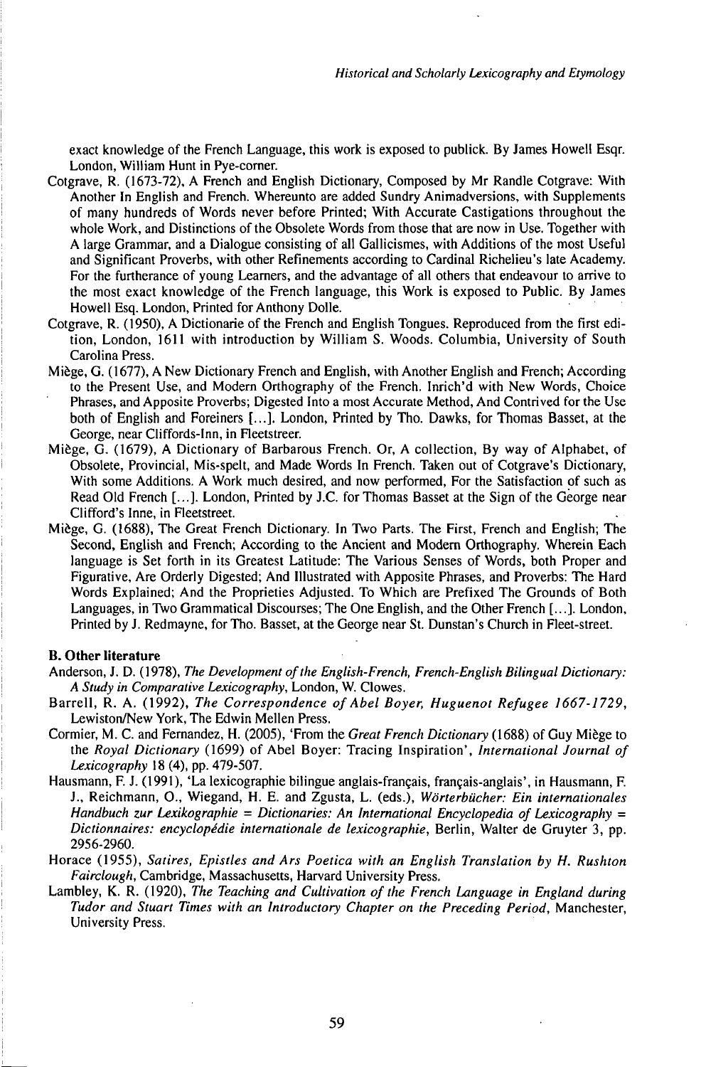exact knowledge of the French Language, this work is exposed to publick. By James Howell Esqr. London, William Hunt in Pye-corner.

Cotgrave, R. (1673-72), A French and English Dictionary, Composed by Mr Randle Cotgrave: With Another In English and French. Whereunto are added Sundry Animadversions, with Supplements of many hundreds of Words never before Printed; With Accurate Castigations throughout the whole Work, and Distinctions of the Obsolete Words from those that are now in Use. Together with A large Grammar, and a Dialogue consisting of all Gallicismes, with Additions of the most Useful and Significant Proverbs, with other Refinements according to Cardinal Richelieu's late Academy. For the furtherance of young Learners, and the advantage of all others that endeavour to arrive to the most exact knowledge of the French language, this Work is exposed to Public. By James Howell Esq. London, Printed for Anthony Dolle.

Cotgrave, R. (1950), A Dictionarie of the French and English Tongues. Reproduced from the first edition, London, 1611 with introduction by William S. Woods. Columbia, University of South Carolina Press.

Miège, G. (1677), A New Dictionary French and English, with Another English and French; According to the Present Use, and Modern Orthography of the French. Inrich'd with New Words, Choice Phrases, and Apposite Proverbs; Digested Into a most Accurate Method, And Contrived for the Use both of English and Foreiners [...]. London, Printed by Tho. Dawks, for Thomas Basset, at the George, near Cliffords-Inn, in Fleetstreer.

Miège, G. (1679), A Dictionary of Barbarous French. Or, A collection, By way of Alphabet, of Obsolete, Provincial, Mis-spelt, and Made Words In French. Taken out of Cotgrave's Dictionary, With some Additions. A Work much desired, and now performed, For the Satisfaction of such as Read Old French [...]. London, Printed by J.C. for Thomas Basset at the Sign of the George near Clifford's Inne, in Fleetstreet.

Miège, G. (1688), The Great French Dictionary. In Two Parts. The First, French and English; The Second, English and French; According to the Ancient and Modern Orthography. Wherein Each language is Set forth in its Greatest Latitude: The Various Senses of Words, both Proper and Figurative, Are Orderly Digested; And Illustrated with Apposite Phrases, and Proverbs: The Hard Words Explained; And the Proprieties Adjusted. To Which are Prefixed The Grounds of Both Languages, in Two Grammatical Discourses; The One English, and the Other French [...]. London, Printed by J. Redmayne, for Tho. Basset, at the George near St. Dunstan's Church in Fleet-street.

**B. Other literature**

Anderson, J. D. (1978), *The Development of the English-French, French-English Bilingual Dictionary: A Study in Comparative Lexicography*, London, W. Clowes.

Barrell, R. A. (1992), *The Correspondence of Abel Boyer, Huguenot Refugee 1667-1729*, Lewiston/New York, The Edwin Mellen Press.

Cormier, M. C. and Fernandez, H. (2005), 'From the *Great French Dictionary* (1688) of Guy Miège to the *Royal Dictionary* (1699) of Abel Boyer: Tracing Inspiration', *International Journal of Lexicography* 18 (4), pp. 479-507.

Hausmann, F. J. (1991), 'La lexicographie bilingue anglais-français, français-anglais', in Hausmann, F. J., Reichmann, O., Wiegand, H. E. and Zgusta, L. (eds.), *Wörterbücher: Ein internationales Handbuch zur Lexikographie = Dictionaries: An International Encyclopedia of Lexicography = Dictionnaires: encyclopédie internationale de lexicographie*, Berlin, Walter de Gruyter 3, pp. 2956-2960.

Horace (1955), *Satires, Epistles and Ars Poetica with an English Translation by H. Rushton Fairclough*, Cambridge, Massachusetts, Harvard University Press.

Lambley, K. R. (1920), *The Teaching and Cultivation of the French Language in England during Tudor and Stuart Times with an Introductory Chapter on the Preceding Period*, Manchester, University Press.